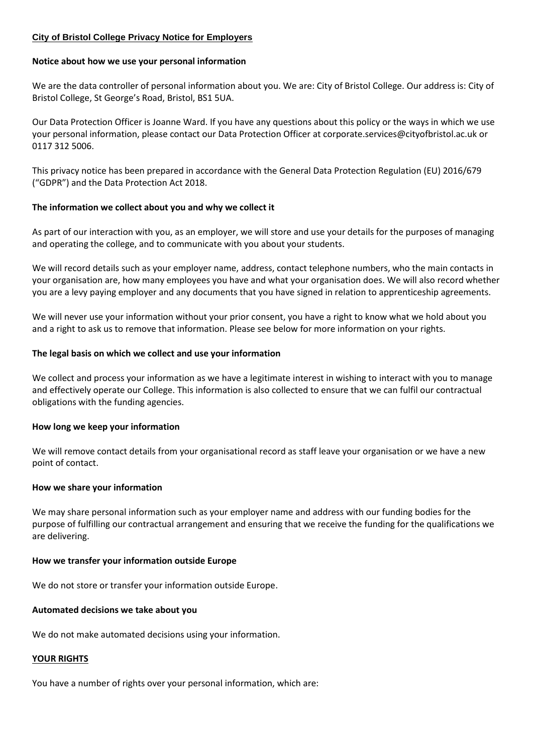## City of Bristol College Privacy Notice for Employers

### Notice about how we use your personal information

We are the data controller of personal information about you. We are: City of Bristol College. Our address is: City of Bristol College, St George's Road, Bristol, BS1 5UA.

Our Data Protection Officer is Joanne Ward. If you have any questions about this policy or the ways in which we use your personal information, please contact our Data Protection Officer at corporate.services@cityofbristol.ac.uk or 0117 312 5006.

This privacy notice has been prepared in accordance with the General Data Protection Regulation (EU) 2016/679 ("GDPR") and the Data Protection Act 2018.

### The information we collect about you and why we collect it

As part of our interaction with you, as an employer, we will store and use your details for the purposes of managing and operating the college, and to communicate with you about your students.

We will record details such as your employer name, address, contact telephone numbers, who the main contacts in your organisation are, how many employees you have and what your organisation does. We will also record whether you are a levy paying employer and any documents that you have signed in relation to apprenticeship agreements.

We will never use your information without your prior consent, you have a right to know what we hold about you and a right to ask us to remove that information. Please see below for more information on your rights.

### The legal basis on which we collect and use your information

We collect and process your information as we have a legitimate interest in wishing to interact with you to manage and effectively operate our College. This information is also collected to ensure that we can fulfil our contractual obligations with the funding agencies.

### How long we keep your information

We will remove contact details from your organisational record as staff leave your organisation or we have a new point of contact.

### How we share your information

We may share personal information such as your employer name and address with our funding bodies for the purpose of fulfilling our contractual arrangement and ensuring that we receive the funding for the qualifications we are delivering.

### How we transfer your information outside Europe

We do not store or transfer your information outside Europe.

### Automated decisions we take about you

We do not make automated decisions using your information.

## YOUR RIGHTS

You have a number of rights over your personal information, which are: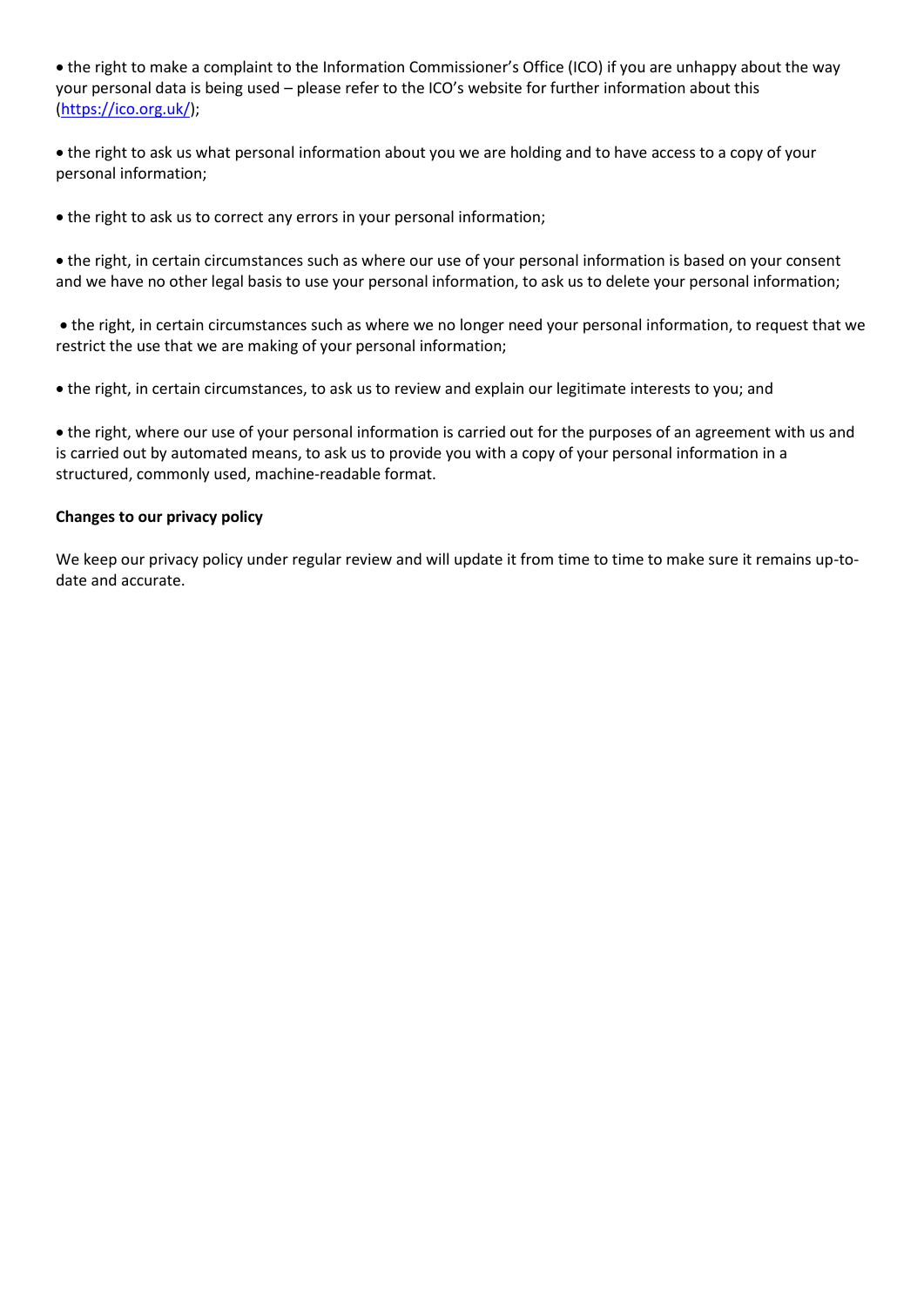- the right to make a complaint to the Information Commissioner's Office (ICO) if you are unhappy about the way your personal data is being used – please refer to the ICO's website for further information about this (https://ico.org.uk/);

- the right to ask us what personal information about you we are holding and to have access to a copy of your personal information;

- the right to ask us to correct any errors in your personal information;

- the right, in certain circumstances such as where our use of your personal information is based on your consent and we have no other legal basis to use your personal information, to ask us to delete your personal information;

- the right, in certain circumstances such as where we no longer need your personal information, to request that we restrict the use that we are making of your personal information;

- the right, in certain circumstances, to ask us to review and explain our legitimate interests to you; and

- the right, where our use of your personal information is carried out for the purposes of an agreement with us and is carried out by automated means, to ask us to provide you with a copy of your personal information in a structured, commonly used, machine-readable format.

**Changes to our privacy policy**

We keep our privacy policy under regular review and will update it from time to time to make sure it remains up-to-date and accurate.